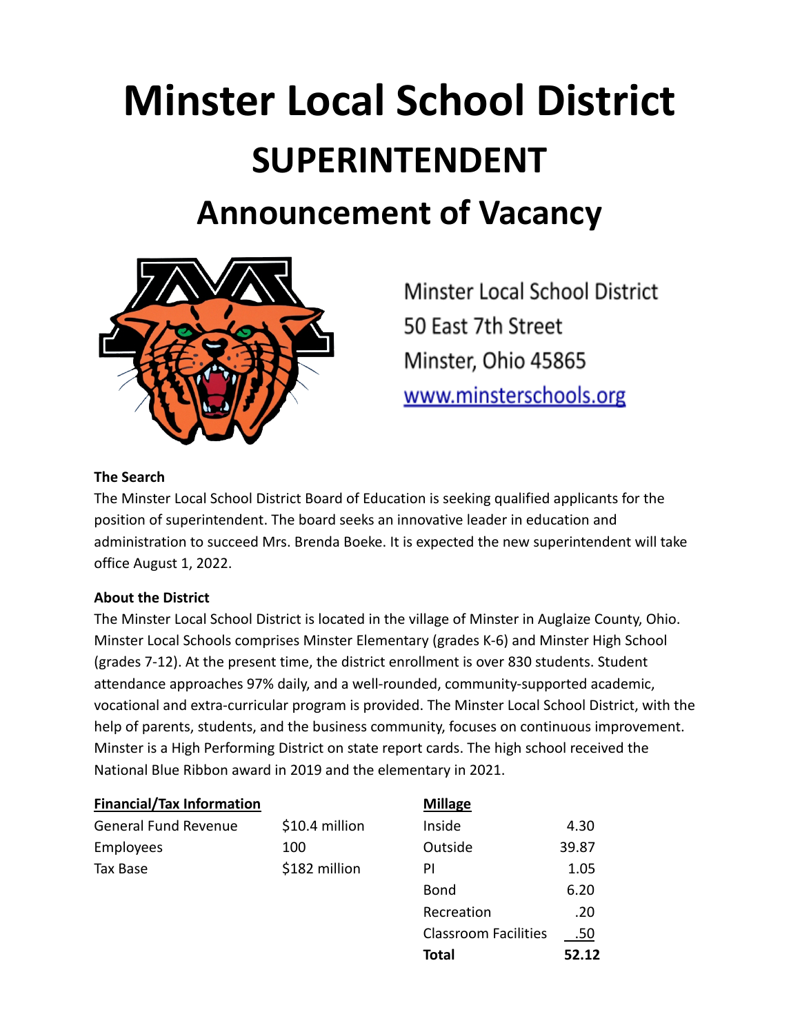# Minster Local School District

## SUPERINTENDENT

## Announcement of Vacancy

Minster Local School District
50 East 7th Street
Minster, Ohio 45865
www.minsterschools.org

**The Search**

The Minster Local School District Board of Education is seeking qualified applicants for the position of superintendent. The board seeks an innovative leader in education and administration to succeed Mrs. Brenda Boeke. It is expected the new superintendent will take office August 1, 2022.

**About the District**

The Minster Local School District is located in the village of Minster in Auglaize County, Ohio. Minster Local Schools comprises Minster Elementary (grades K-6) and Minster High School (grades 7-12). At the present time, the district enrollment is over 830 students. Student attendance approaches 97% daily, and a well-rounded, community-supported academic, vocational and extra-curricular program is provided. The Minster Local School District, with the help of parents, students, and the business community, focuses on continuous improvement. Minster is a High Performing District on state report cards. The high school received the National Blue Ribbon award in 2019 and the elementary in 2021.

| Financial/Tax Information | |
|---|---|
| General Fund Revenue | $10.4 million |
| Employees | 100 |
| Tax Base | $182 million |

| Millage | |
|---|---|
| Inside | 4.30 |
| Outside | 39.87 |
| PI | 1.05 |
| Bond | 6.20 |
| Recreation | .20 |
| Classroom Facilities | .50 |
| **Total** | **52.12** |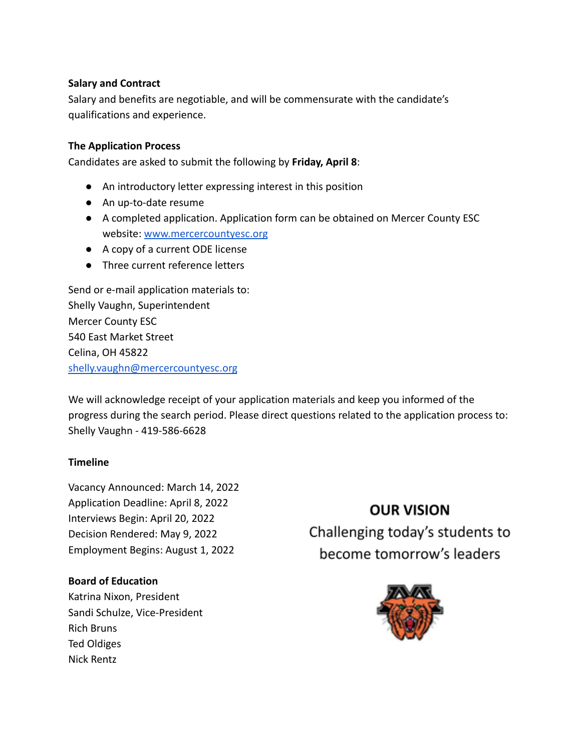**Salary and Contract**

Salary and benefits are negotiable, and will be commensurate with the candidate's qualifications and experience.

**The Application Process**

Candidates are asked to submit the following by **Friday, April 8**:

- An introductory letter expressing interest in this position
- An up-to-date resume
- A completed application. Application form can be obtained on Mercer County ESC website: www.mercercountyesc.org
- A copy of a current ODE license
- Three current reference letters

Send or e-mail application materials to:
Shelly Vaughn, Superintendent
Mercer County ESC
540 East Market Street
Celina, OH 45822
shelly.vaughn@mercercountyesc.org

We will acknowledge receipt of your application materials and keep you informed of the progress during the search period. Please direct questions related to the application process to: Shelly Vaughn - 419-586-6628

**Timeline**

Vacancy Announced: March 14, 2022
Application Deadline: April 8, 2022
Interviews Begin: April 20, 2022
Decision Rendered: May 9, 2022
Employment Begins: August 1, 2022

**Board of Education**

Katrina Nixon, President
Sandi Schulze, Vice-President
Rich Bruns
Ted Oldiges
Nick Rentz

**OUR VISION**

Challenging today's students to become tomorrow's leaders